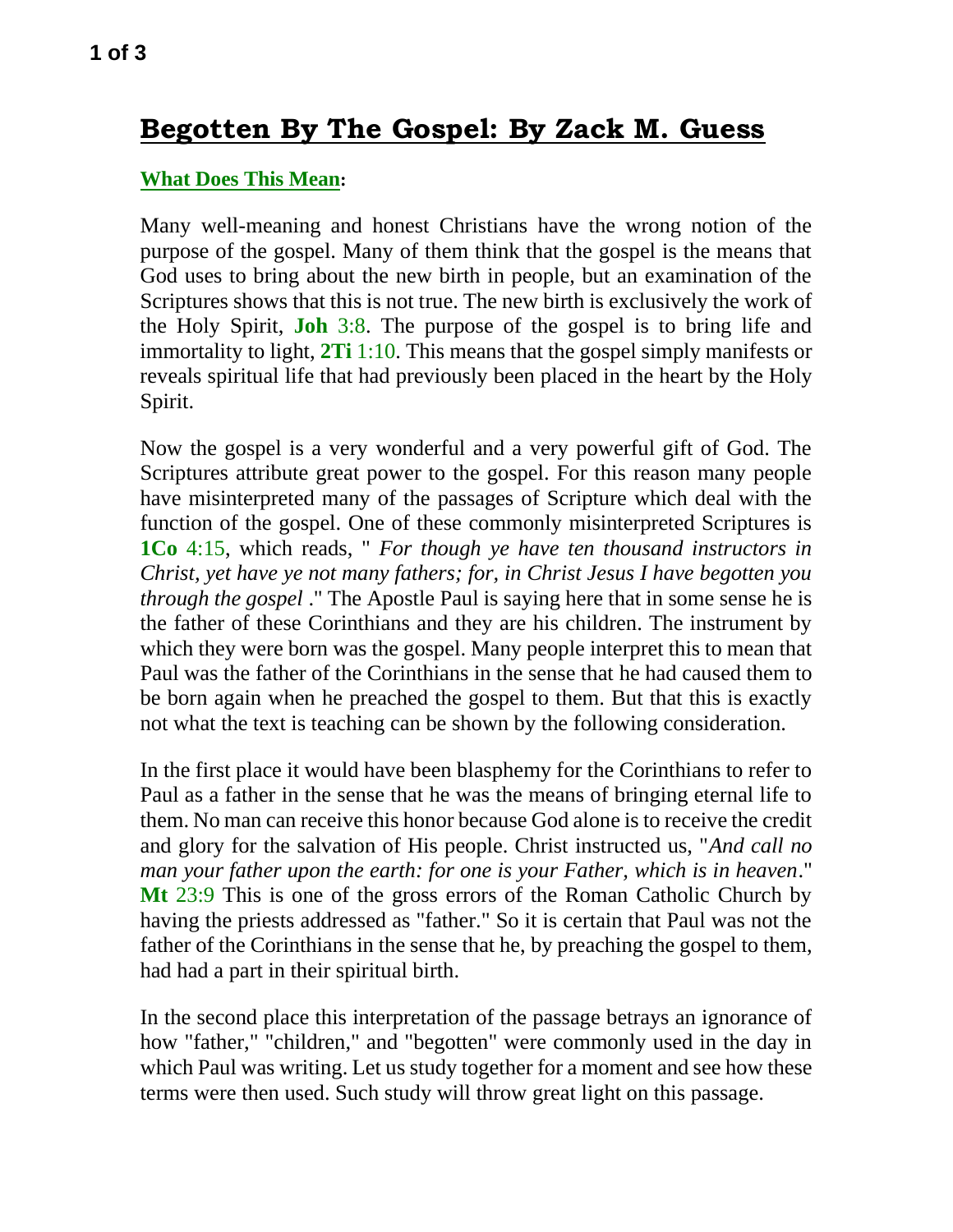# Begotten By The Gospel: By Zack M. Guess

**What Does This Mean:**

Many well-meaning and honest Christians have the wrong notion of the purpose of the gospel. Many of them think that the gospel is the means that God uses to bring about the new birth in people, but an examination of the Scriptures shows that this is not true. The new birth is exclusively the work of the Holy Spirit, **Joh** 3:8. The purpose of the gospel is to bring life and immortality to light, **2Ti** 1:10. This means that the gospel simply manifests or reveals spiritual life that had previously been placed in the heart by the Holy Spirit.

Now the gospel is a very wonderful and a very powerful gift of God. The Scriptures attribute great power to the gospel. For this reason many people have misinterpreted many of the passages of Scripture which deal with the function of the gospel. One of these commonly misinterpreted Scriptures is **1Co** 4:15, which reads, " *For though ye have ten thousand instructors in Christ, yet have ye not many fathers; for, in Christ Jesus I have begotten you through the gospel* ." The Apostle Paul is saying here that in some sense he is the father of these Corinthians and they are his children. The instrument by which they were born was the gospel. Many people interpret this to mean that Paul was the father of the Corinthians in the sense that he had caused them to be born again when he preached the gospel to them. But that this is exactly not what the text is teaching can be shown by the following consideration.

In the first place it would have been blasphemy for the Corinthians to refer to Paul as a father in the sense that he was the means of bringing eternal life to them. No man can receive this honor because God alone is to receive the credit and glory for the salvation of His people. Christ instructed us, "*And call no man your father upon the earth: for one is your Father, which is in heaven*." **Mt** 23:9 This is one of the gross errors of the Roman Catholic Church by having the priests addressed as "father." So it is certain that Paul was not the father of the Corinthians in the sense that he, by preaching the gospel to them, had had a part in their spiritual birth.

In the second place this interpretation of the passage betrays an ignorance of how "father," "children," and "begotten" were commonly used in the day in which Paul was writing. Let us study together for a moment and see how these terms were then used. Such study will throw great light on this passage.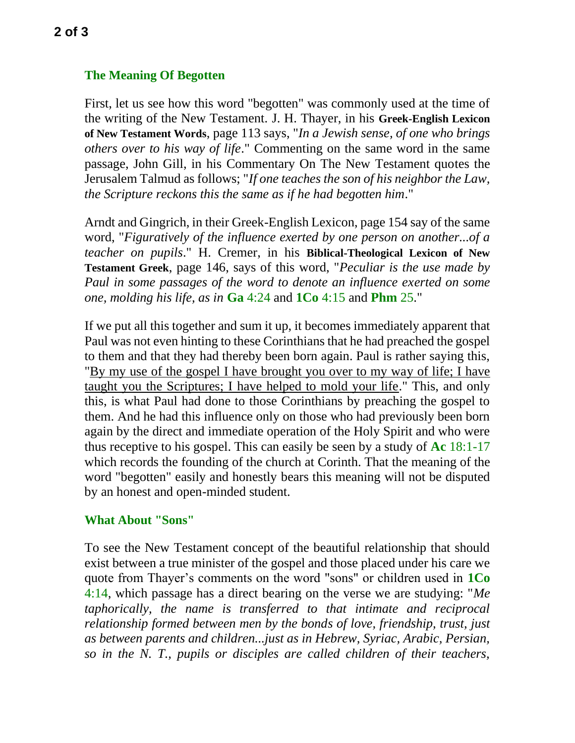## The Meaning Of Begotten

First, let us see how this word "begotten" was commonly used at the time of the writing of the New Testament. J. H. Thayer, in his **Greek-English Lexicon of New Testament Words**, page 113 says, "*In a Jewish sense, of one who brings others over to his way of life*." Commenting on the same word in the same passage, John Gill, in his Commentary On The New Testament quotes the Jerusalem Talmud as follows; "*If one teaches the son of his neighbor the Law, the Scripture reckons this the same as if he had begotten him*."

Arndt and Gingrich, in their Greek-English Lexicon, page 154 say of the same word, "*Figuratively of the influence exerted by one person on another...of a teacher on pupils*." H. Cremer, in his **Biblical-Theological Lexicon of New Testament Greek**, page 146, says of this word, "*Peculiar is the use made by Paul in some passages of the word to denote an influence exerted on some one, molding his life, as in* **Ga** 4:24 and **1Co** 4:15 and **Phm** 25."

If we put all this together and sum it up, it becomes immediately apparent that Paul was not even hinting to these Corinthians that he had preached the gospel to them and that they had thereby been born again. Paul is rather saying this, "By my use of the gospel I have brought you over to my way of life; I have taught you the Scriptures; I have helped to mold your life." This, and only this, is what Paul had done to those Corinthians by preaching the gospel to them. And he had this influence only on those who had previously been born again by the direct and immediate operation of the Holy Spirit and who were thus receptive to his gospel. This can easily be seen by a study of **Ac** 18:1-17 which records the founding of the church at Corinth. That the meaning of the word "begotten" easily and honestly bears this meaning will not be disputed by an honest and open-minded student.

## What About "Sons"

To see the New Testament concept of the beautiful relationship that should exist between a true minister of the gospel and those placed under his care we quote from Thayer's comments on the word "sons" or children used in **1Co** 4:14, which passage has a direct bearing on the verse we are studying: "*Metaphorically, the name is transferred to that intimate and reciprocal relationship formed between men by the bonds of love, friendship, trust, just as between parents and children...just as in Hebrew, Syriac, Arabic, Persian, so in the N. T., pupils or disciples are called children of their teachers,*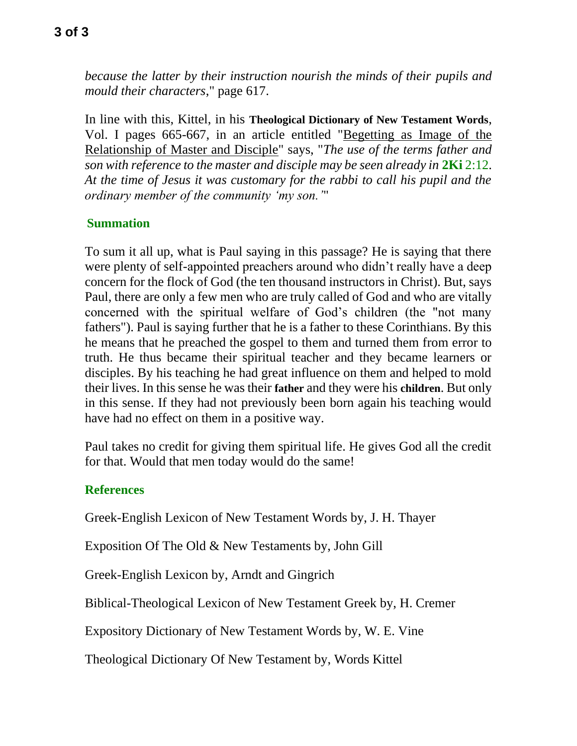*because the latter by their instruction nourish the minds of their pupils and mould their characters*," page 617.

In line with this, Kittel, in his **Theological Dictionary of New Testament Words**, Vol. I pages 665-667, in an article entitled "Begetting as Image of the Relationship of Master and Disciple" says, "*The use of the terms father and son with reference to the master and disciple may be seen already in* **2Ki** 2:12. *At the time of Jesus it was customary for the rabbi to call his pupil and the ordinary member of the community 'my son.'*"

## Summation

To sum it all up, what is Paul saying in this passage? He is saying that there were plenty of self-appointed preachers around who didn't really have a deep concern for the flock of God (the ten thousand instructors in Christ). But, says Paul, there are only a few men who are truly called of God and who are vitally concerned with the spiritual welfare of God's children (the "not many fathers"). Paul is saying further that he is a father to these Corinthians. By this he means that he preached the gospel to them and turned them from error to truth. He thus became their spiritual teacher and they became learners or disciples. By his teaching he had great influence on them and helped to mold their lives. In this sense he was their **father** and they were his **children**. But only in this sense. If they had not previously been born again his teaching would have had no effect on them in a positive way.

Paul takes no credit for giving them spiritual life. He gives God all the credit for that. Would that men today would do the same!

## References

Greek-English Lexicon of New Testament Words by, J. H. Thayer

Exposition Of The Old & New Testaments by, John Gill

Greek-English Lexicon by, Arndt and Gingrich

Biblical-Theological Lexicon of New Testament Greek by, H. Cremer

Expository Dictionary of New Testament Words by, W. E. Vine

Theological Dictionary Of New Testament by, Words Kittel